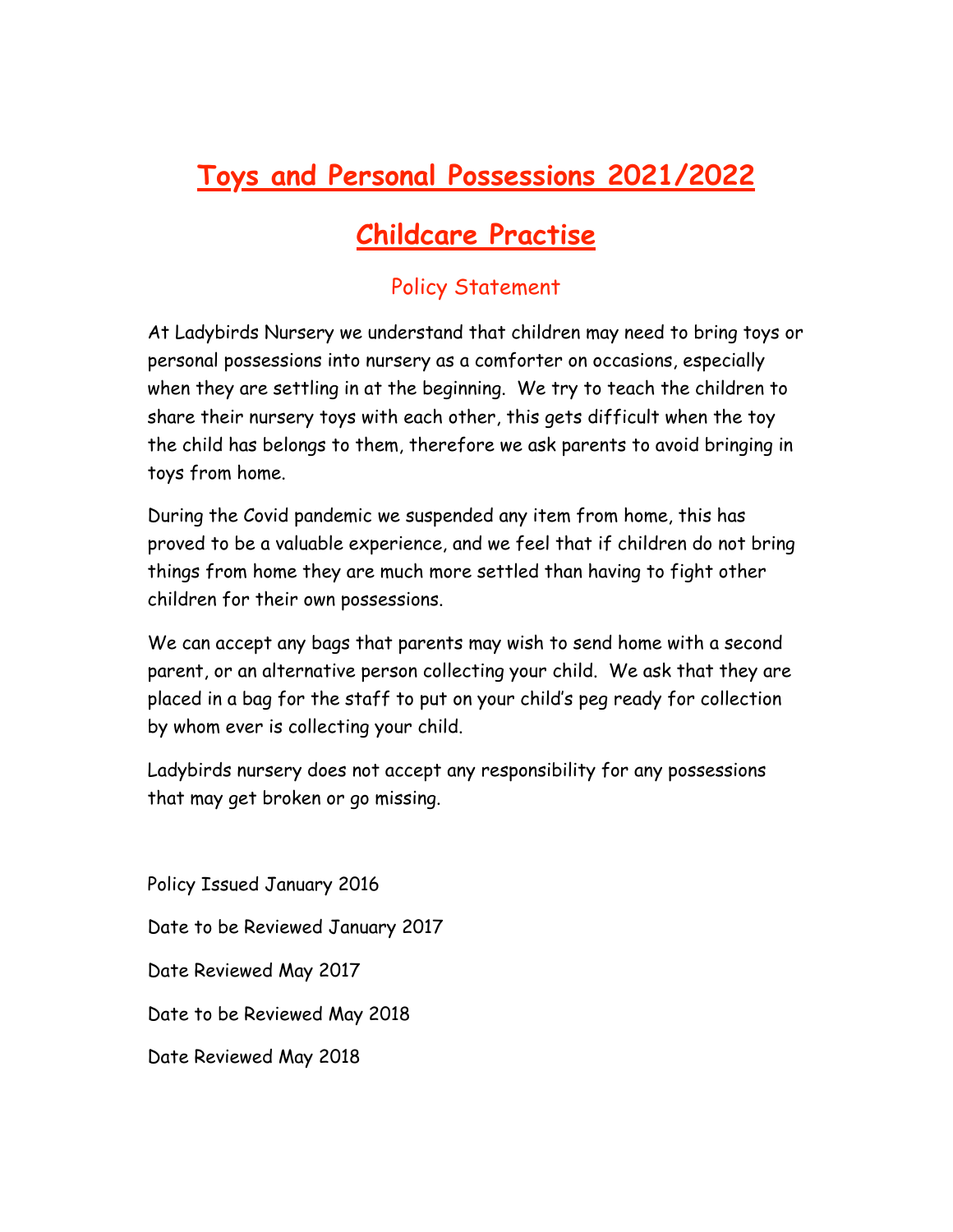# Toys and Personal Possessions 2021/2022

## Childcare Practise

### Policy Statement

At Ladybirds Nursery we understand that children may need to bring toys or personal possessions into nursery as a comforter on occasions, especially when they are settling in at the beginning. We try to teach the children to share their nursery toys with each other, this gets difficult when the toy the child has belongs to them, therefore we ask parents to avoid bringing in toys from home.

During the Covid pandemic we suspended any item from home, this has proved to be a valuable experience, and we feel that if children do not bring things from home they are much more settled than having to fight other children for their own possessions.

We can accept any bags that parents may wish to send home with a second parent, or an alternative person collecting your child. We ask that they are placed in a bag for the staff to put on your child's peg ready for collection by whom ever is collecting your child.

Ladybirds nursery does not accept any responsibility for any possessions that may get broken or go missing.

Policy Issued January 2016

Date to be Reviewed January 2017

Date Reviewed May 2017

Date to be Reviewed May 2018

Date Reviewed May 2018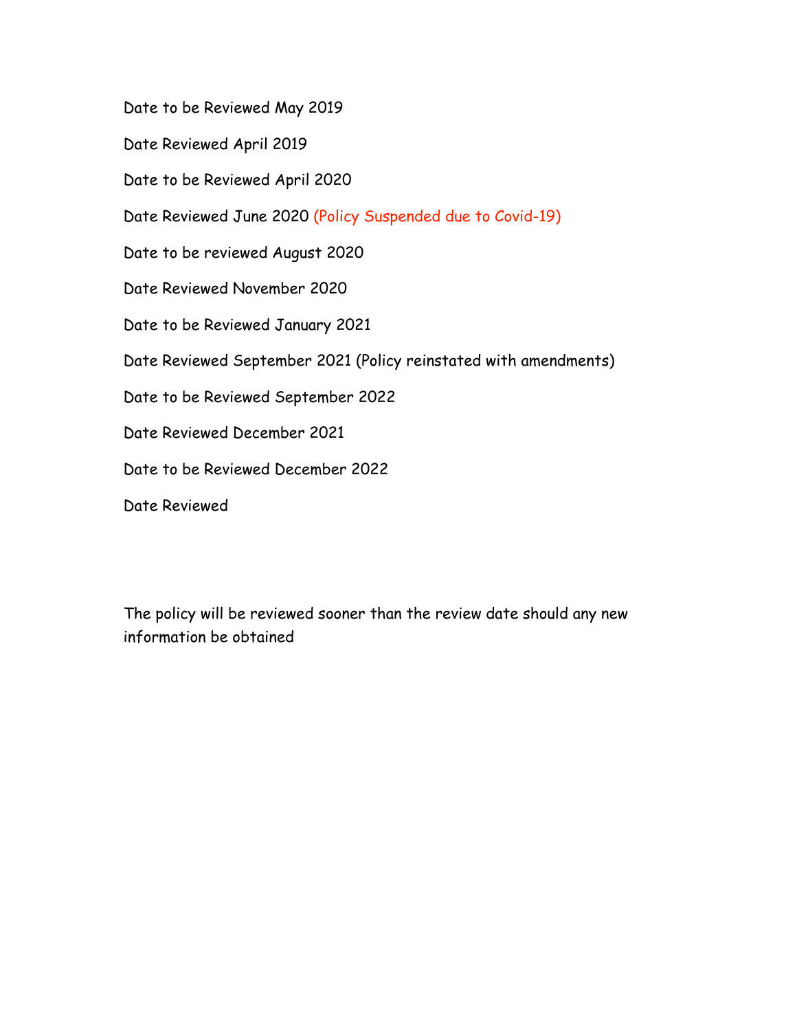Date to be Reviewed May 2019

Date Reviewed April 2019

Date to be Reviewed April 2020

Date Reviewed June 2020 (Policy Suspended due to Covid-19)

Date to be reviewed August 2020

Date Reviewed November 2020

Date to be Reviewed January 2021

Date Reviewed September 2021 (Policy reinstated with amendments)

Date to be Reviewed September 2022

Date Reviewed December 2021

Date to be Reviewed December 2022

Date Reviewed

The policy will be reviewed sooner than the review date should any new information be obtained